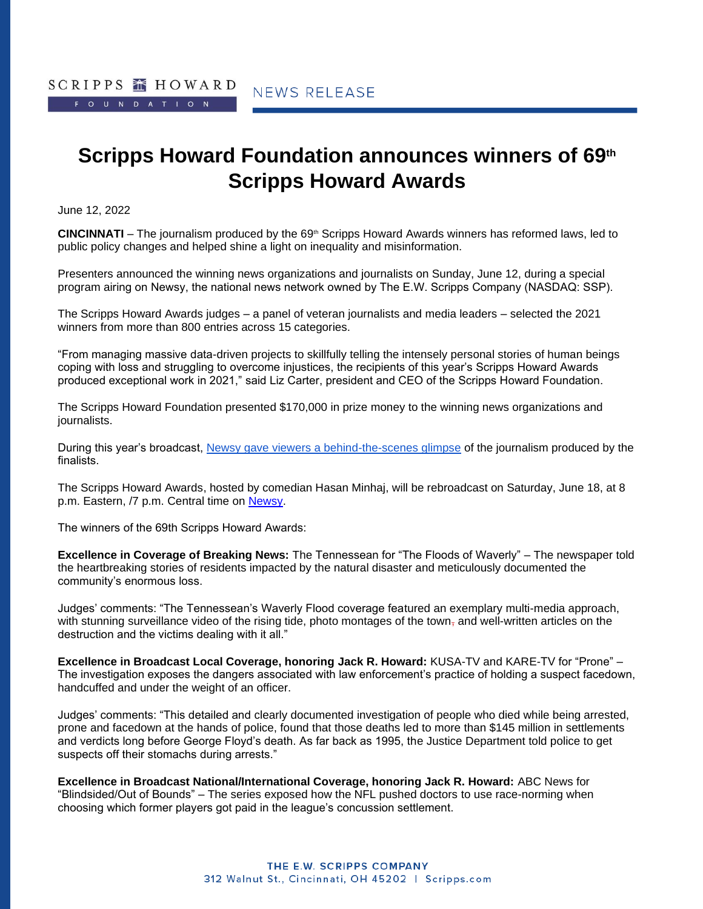SCRIPPS HOWARD FOUNDATION

NEWS RELEASE

# Scripps Howard Foundation announces winners of 69th Scripps Howard Awards

June 12, 2022

**CINCINNATI** – The journalism produced by the 69th Scripps Howard Awards winners has reformed laws, led to public policy changes and helped shine a light on inequality and misinformation.

Presenters announced the winning news organizations and journalists on Sunday, June 12, during a special program airing on Newsy, the national news network owned by The E.W. Scripps Company (NASDAQ: SSP).

The Scripps Howard Awards judges – a panel of veteran journalists and media leaders – selected the 2021 winners from more than 800 entries across 15 categories.

"From managing massive data-driven projects to skillfully telling the intensely personal stories of human beings coping with loss and struggling to overcome injustices, the recipients of this year's Scripps Howard Awards produced exceptional work in 2021," said Liz Carter, president and CEO of the Scripps Howard Foundation.

The Scripps Howard Foundation presented $170,000 in prize money to the winning news organizations and journalists.

During this year's broadcast, Newsy gave viewers a behind-the-scenes glimpse of the journalism produced by the finalists.

The Scripps Howard Awards, hosted by comedian Hasan Minhaj, will be rebroadcast on Saturday, June 18, at 8 p.m. Eastern, /7 p.m. Central time on Newsy.

The winners of the 69th Scripps Howard Awards:

**Excellence in Coverage of Breaking News:** The Tennessean for "The Floods of Waverly" – The newspaper told the heartbreaking stories of residents impacted by the natural disaster and meticulously documented the community's enormous loss.

Judges' comments: "The Tennessean's Waverly Flood coverage featured an exemplary multi-media approach, with stunning surveillance video of the rising tide, photo montages of the town, and well-written articles on the destruction and the victims dealing with it all."

**Excellence in Broadcast Local Coverage, honoring Jack R. Howard:** KUSA-TV and KARE-TV for "Prone" – The investigation exposes the dangers associated with law enforcement's practice of holding a suspect facedown, handcuffed and under the weight of an officer.

Judges' comments: "This detailed and clearly documented investigation of people who died while being arrested, prone and facedown at the hands of police, found that those deaths led to more than $145 million in settlements and verdicts long before George Floyd's death. As far back as 1995, the Justice Department told police to get suspects off their stomachs during arrests."

**Excellence in Broadcast National/International Coverage, honoring Jack R. Howard:** ABC News for "Blindsided/Out of Bounds" – The series exposed how the NFL pushed doctors to use race-norming when choosing which former players got paid in the league's concussion settlement.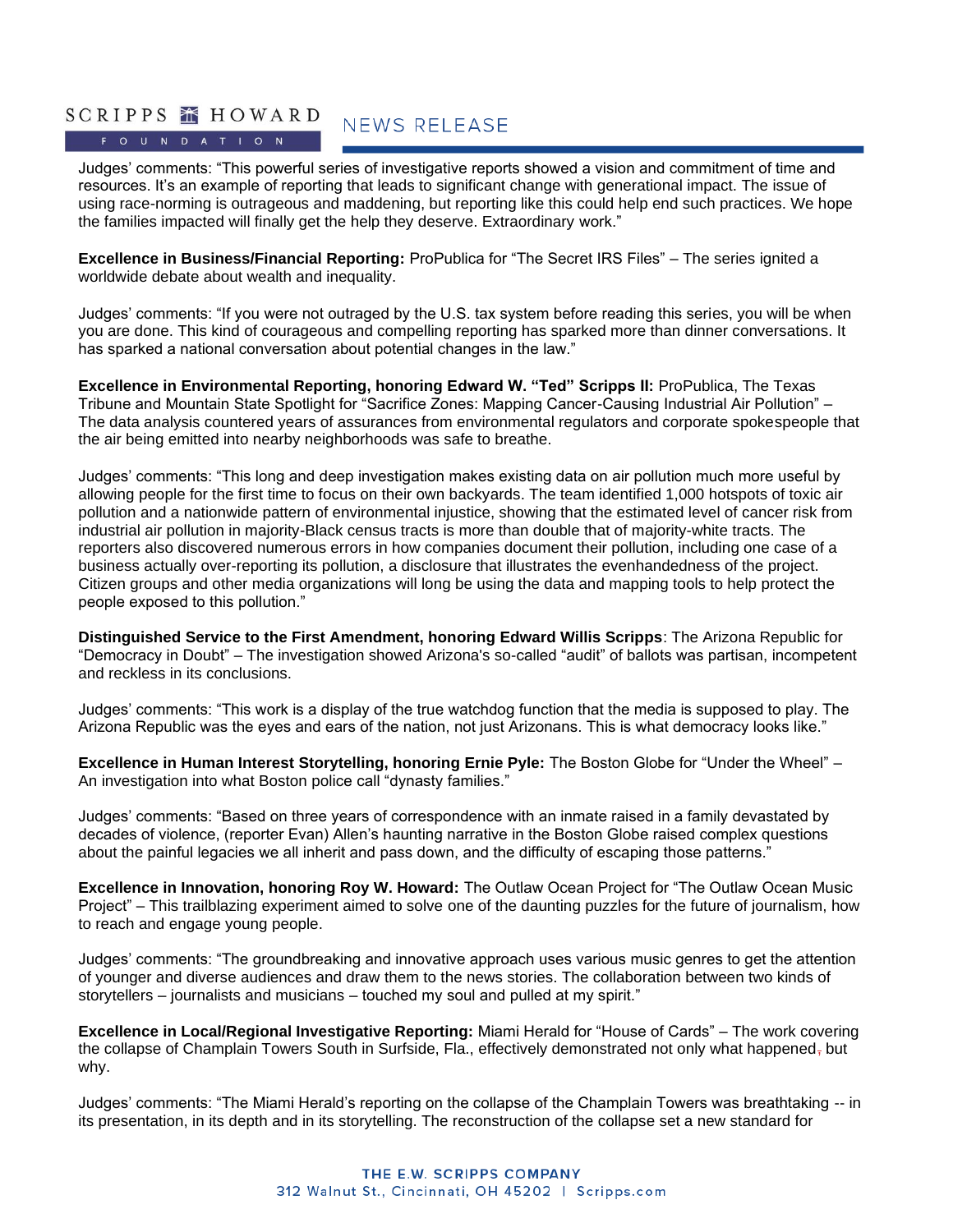Judges' comments: "This powerful series of investigative reports showed a vision and commitment of time and resources. It's an example of reporting that leads to significant change with generational impact. The issue of using race-norming is outrageous and maddening, but reporting like this could help end such practices. We hope the families impacted will finally get the help they deserve. Extraordinary work."

**Excellence in Business/Financial Reporting:** ProPublica for "The Secret IRS Files" – The series ignited a worldwide debate about wealth and inequality.

Judges' comments: "If you were not outraged by the U.S. tax system before reading this series, you will be when you are done. This kind of courageous and compelling reporting has sparked more than dinner conversations. It has sparked a national conversation about potential changes in the law."

**Excellence in Environmental Reporting, honoring Edward W. "Ted" Scripps II:** ProPublica, The Texas Tribune and Mountain State Spotlight for "Sacrifice Zones: Mapping Cancer-Causing Industrial Air Pollution" – The data analysis countered years of assurances from environmental regulators and corporate spokespeople that the air being emitted into nearby neighborhoods was safe to breathe.

Judges' comments: "This long and deep investigation makes existing data on air pollution much more useful by allowing people for the first time to focus on their own backyards. The team identified 1,000 hotspots of toxic air pollution and a nationwide pattern of environmental injustice, showing that the estimated level of cancer risk from industrial air pollution in majority-Black census tracts is more than double that of majority-white tracts. The reporters also discovered numerous errors in how companies document their pollution, including one case of a business actually over-reporting its pollution, a disclosure that illustrates the evenhandedness of the project. Citizen groups and other media organizations will long be using the data and mapping tools to help protect the people exposed to this pollution."

**Distinguished Service to the First Amendment, honoring Edward Willis Scripps**: The Arizona Republic for "Democracy in Doubt" – The investigation showed Arizona's so-called "audit" of ballots was partisan, incompetent and reckless in its conclusions.

Judges' comments: "This work is a display of the true watchdog function that the media is supposed to play. The Arizona Republic was the eyes and ears of the nation, not just Arizonans. This is what democracy looks like."

**Excellence in Human Interest Storytelling, honoring Ernie Pyle:** The Boston Globe for "Under the Wheel" – An investigation into what Boston police call "dynasty families."

Judges' comments: "Based on three years of correspondence with an inmate raised in a family devastated by decades of violence, (reporter Evan) Allen's haunting narrative in the Boston Globe raised complex questions about the painful legacies we all inherit and pass down, and the difficulty of escaping those patterns."

**Excellence in Innovation, honoring Roy W. Howard:** The Outlaw Ocean Project for "The Outlaw Ocean Music Project" – This trailblazing experiment aimed to solve one of the daunting puzzles for the future of journalism, how to reach and engage young people.

Judges' comments: "The groundbreaking and innovative approach uses various music genres to get the attention of younger and diverse audiences and draw them to the news stories. The collaboration between two kinds of storytellers – journalists and musicians – touched my soul and pulled at my spirit."

**Excellence in Local/Regional Investigative Reporting:** Miami Herald for "House of Cards" – The work covering the collapse of Champlain Towers South in Surfside, Fla., effectively demonstrated not only what happened, but why.

Judges' comments: "The Miami Herald's reporting on the collapse of the Champlain Towers was breathtaking -- in its presentation, in its depth and in its storytelling. The reconstruction of the collapse set a new standard for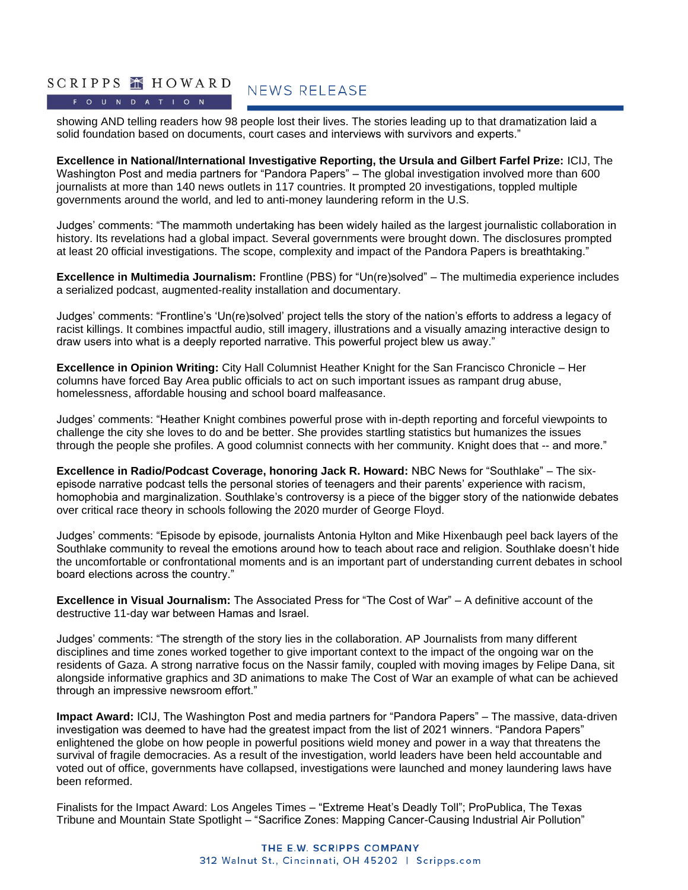showing AND telling readers how 98 people lost their lives. The stories leading up to that dramatization laid a solid foundation based on documents, court cases and interviews with survivors and experts."

**Excellence in National/International Investigative Reporting, the Ursula and Gilbert Farfel Prize:** ICIJ, The Washington Post and media partners for "Pandora Papers" – The global investigation involved more than 600 journalists at more than 140 news outlets in 117 countries. It prompted 20 investigations, toppled multiple governments around the world, and led to anti-money laundering reform in the U.S.

Judges' comments: "The mammoth undertaking has been widely hailed as the largest journalistic collaboration in history. Its revelations had a global impact. Several governments were brought down. The disclosures prompted at least 20 official investigations. The scope, complexity and impact of the Pandora Papers is breathtaking."

**Excellence in Multimedia Journalism:** Frontline (PBS) for "Un(re)solved" – The multimedia experience includes a serialized podcast, augmented-reality installation and documentary.

Judges' comments: "Frontline's 'Un(re)solved' project tells the story of the nation's efforts to address a legacy of racist killings. It combines impactful audio, still imagery, illustrations and a visually amazing interactive design to draw users into what is a deeply reported narrative. This powerful project blew us away."

**Excellence in Opinion Writing:** City Hall Columnist Heather Knight for the San Francisco Chronicle – Her columns have forced Bay Area public officials to act on such important issues as rampant drug abuse, homelessness, affordable housing and school board malfeasance.

Judges' comments: "Heather Knight combines powerful prose with in-depth reporting and forceful viewpoints to challenge the city she loves to do and be better. She provides startling statistics but humanizes the issues through the people she profiles. A good columnist connects with her community. Knight does that -- and more."

**Excellence in Radio/Podcast Coverage, honoring Jack R. Howard:** NBC News for "Southlake" – The six-episode narrative podcast tells the personal stories of teenagers and their parents' experience with racism, homophobia and marginalization. Southlake's controversy is a piece of the bigger story of the nationwide debates over critical race theory in schools following the 2020 murder of George Floyd.

Judges' comments: "Episode by episode, journalists Antonia Hylton and Mike Hixenbaugh peel back layers of the Southlake community to reveal the emotions around how to teach about race and religion. Southlake doesn't hide the uncomfortable or confrontational moments and is an important part of understanding current debates in school board elections across the country."

**Excellence in Visual Journalism:** The Associated Press for "The Cost of War" – A definitive account of the destructive 11-day war between Hamas and Israel.

Judges' comments: "The strength of the story lies in the collaboration. AP Journalists from many different disciplines and time zones worked together to give important context to the impact of the ongoing war on the residents of Gaza. A strong narrative focus on the Nassir family, coupled with moving images by Felipe Dana, sit alongside informative graphics and 3D animations to make The Cost of War an example of what can be achieved through an impressive newsroom effort."

**Impact Award:** ICIJ, The Washington Post and media partners for "Pandora Papers" – The massive, data-driven investigation was deemed to have had the greatest impact from the list of 2021 winners. "Pandora Papers" enlightened the globe on how people in powerful positions wield money and power in a way that threatens the survival of fragile democracies. As a result of the investigation, world leaders have been held accountable and voted out of office, governments have collapsed, investigations were launched and money laundering laws have been reformed.

Finalists for the Impact Award: Los Angeles Times – "Extreme Heat's Deadly Toll"; ProPublica, The Texas Tribune and Mountain State Spotlight – "Sacrifice Zones: Mapping Cancer-Causing Industrial Air Pollution"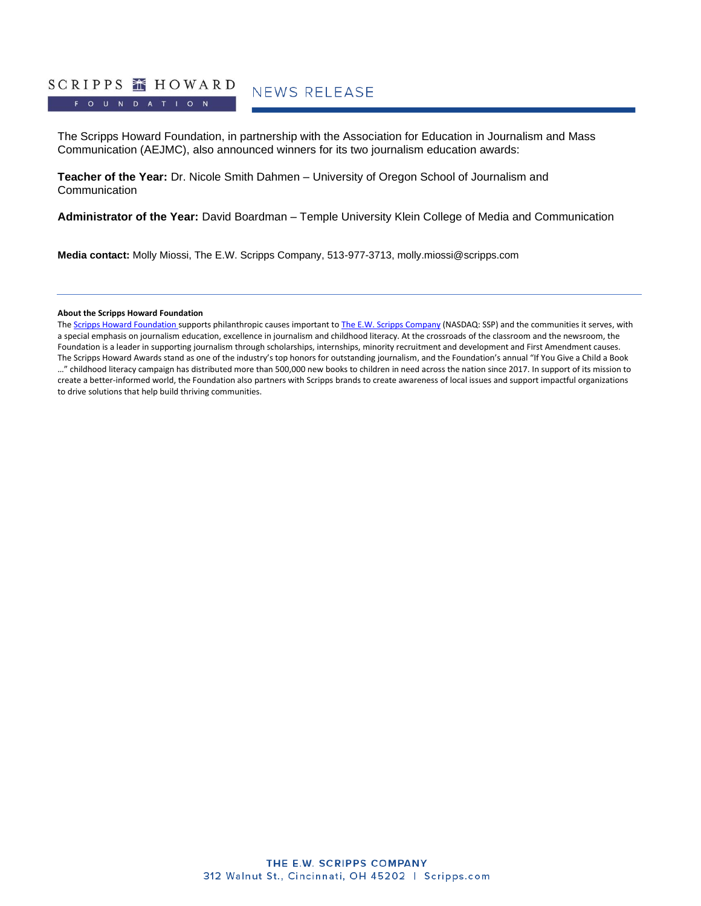The Scripps Howard Foundation, in partnership with the Association for Education in Journalism and Mass Communication (AEJMC), also announced winners for its two journalism education awards:

**Teacher of the Year:** Dr. Nicole Smith Dahmen – University of Oregon School of Journalism and Communication

**Administrator of the Year:** David Boardman – Temple University Klein College of Media and Communication

**Media contact:** Molly Miossi, The E.W. Scripps Company, 513-977-3713, molly.miossi@scripps.com

---

**About the Scripps Howard Foundation**

The Scripps Howard Foundation supports philanthropic causes important to The E.W. Scripps Company (NASDAQ: SSP) and the communities it serves, with a special emphasis on journalism education, excellence in journalism and childhood literacy. At the crossroads of the classroom and the newsroom, the Foundation is a leader in supporting journalism through scholarships, internships, minority recruitment and development and First Amendment causes. The Scripps Howard Awards stand as one of the industry's top honors for outstanding journalism, and the Foundation's annual "If You Give a Child a Book …" childhood literacy campaign has distributed more than 500,000 new books to children in need across the nation since 2017. In support of its mission to create a better-informed world, the Foundation also partners with Scripps brands to create awareness of local issues and support impactful organizations to drive solutions that help build thriving communities.

THE E.W. SCRIPPS COMPANY
312 Walnut St., Cincinnati, OH 45202 | Scripps.com